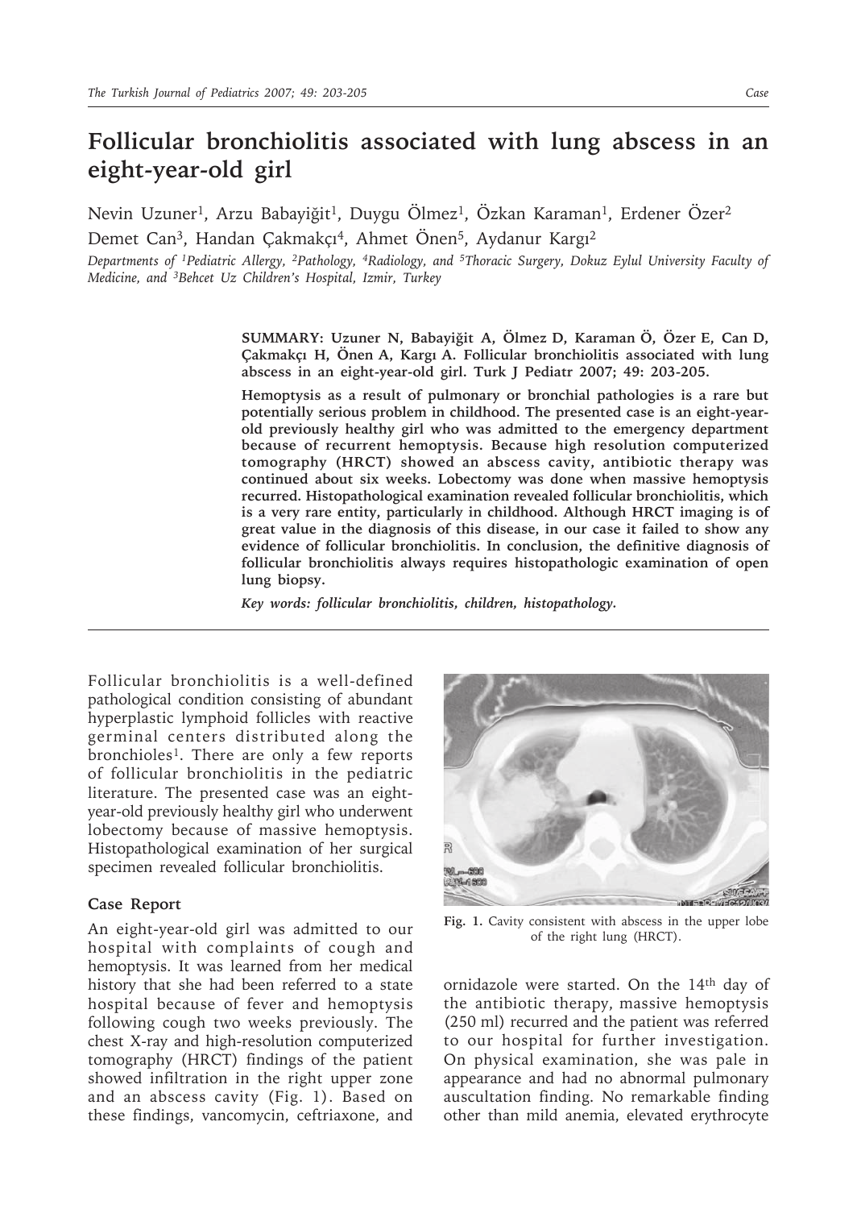# Follicular bronchiolitis associated with lung abscess in an eight-year-old girl

Nevin Uzuner[1], Arzu Babayiğit[1], Duygu Ölmez[1], Özkan Karaman[1], Erdener Özer[2] Demet Can[3], Handan Çakmakçı[4], Ahmet Önen[5], Aydanur Kargı[2]

*Departments of [1]Pediatric Allergy, [2]Pathology, [4]Radiology, and [5]Thoracic Surgery, Dokuz Eylul University Faculty of Medicine, and [3]Behcet Uz Children's Hospital, Izmir, Turkey*

**SUMMARY: Uzuner N, Babayiğit A, Ölmez D, Karaman Ö, Özer E, Can D, Çakmakçı H, Önen A, Kargı A. Follicular bronchiolitis associated with lung abscess in an eight-year-old girl. Turk J Pediatr 2007; 49: 203-205.**

**Hemoptysis as a result of pulmonary or bronchial pathologies is a rare but potentially serious problem in childhood. The presented case is an eight-year-old previously healthy girl who was admitted to the emergency department because of recurrent hemoptysis. Because high resolution computerized tomography (HRCT) showed an abscess cavity, antibiotic therapy was continued about six weeks. Lobectomy was done when massive hemoptysis recurred. Histopathological examination revealed follicular bronchiolitis, which is a very rare entity, particularly in childhood. Although HRCT imaging is of great value in the diagnosis of this disease, in our case it failed to show any evidence of follicular bronchiolitis. In conclusion, the definitive diagnosis of follicular bronchiolitis always requires histopathologic examination of open lung biopsy.**

***Key words: follicular bronchiolitis, children, histopathology.***

Follicular bronchiolitis is a well-defined pathological condition consisting of abundant hyperplastic lymphoid follicles with reactive germinal centers distributed along the bronchioles[1]. There are only a few reports of follicular bronchiolitis in the pediatric literature. The presented case was an eight-year-old previously healthy girl who underwent lobectomy because of massive hemoptysis. Histopathological examination of her surgical specimen revealed follicular bronchiolitis.

## Case Report

An eight-year-old girl was admitted to our hospital with complaints of cough and hemoptysis. It was learned from her medical history that she had been referred to a state hospital because of fever and hemoptysis following cough two weeks previously. The chest X-ray and high-resolution computerized tomography (HRCT) findings of the patient showed infiltration in the right upper zone and an abscess cavity (Fig. 1). Based on these findings, vancomycin, ceftriaxone, and ornidazole were started. On the 14[th] day of the antibiotic therapy, massive hemoptysis (250 ml) recurred and the patient was referred to our hospital for further investigation. On physical examination, she was pale in appearance and had no abnormal pulmonary auscultation finding. No remarkable finding other than mild anemia, elevated erythrocyte

**Fig. 1.** Cavity consistent with abscess in the upper lobe of the right lung (HRCT).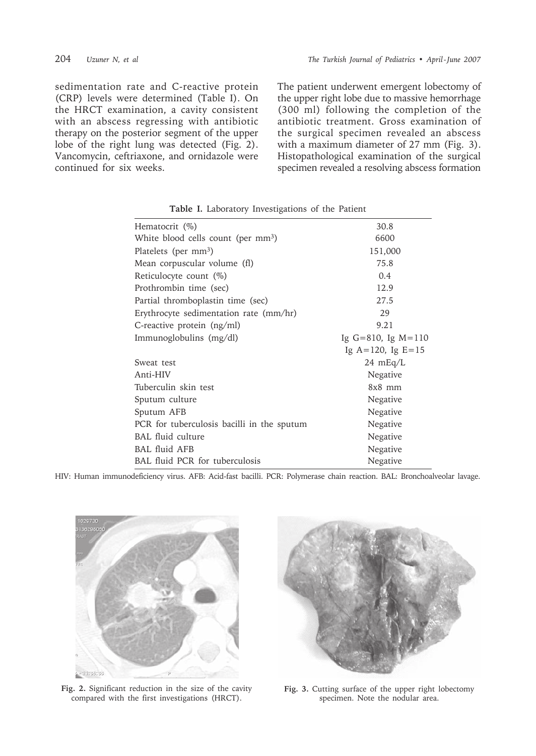sedimentation rate and C-reactive protein (CRP) levels were determined (Table I). On the HRCT examination, a cavity consistent with an abscess regressing with antibiotic therapy on the posterior segment of the upper lobe of the right lung was detected (Fig. 2). Vancomycin, ceftriaxone, and ornidazole were continued for six weeks.

The patient underwent emergent lobectomy of the upper right lobe due to massive hemorrhage (300 ml) following the completion of the antibiotic treatment. Gross examination of the surgical specimen revealed an abscess with a maximum diameter of 27 mm (Fig. 3). Histopathological examination of the surgical specimen revealed a resolving abscess formation

**Table I.** Laboratory Investigations of the Patient

| | |
|---|---|
| Hematocrit (%) | 30.8 |
| White blood cells count (per $mm^3$) | 6600 |
| Platelets (per $mm^3$) | 151,000 |
| Mean corpuscular volume (fl) | 75.8 |
| Reticulocyte count (%) | 0.4 |
| Prothrombin time (sec) | 12.9 |
| Partial thromboplastin time (sec) | 27.5 |
| Erythrocyte sedimentation rate (mm/hr) | 29 |
| C-reactive protein (ng/ml) | 9.21 |
| Immunoglobulins (mg/dl) | Ig G=810, Ig M=110 |
| | Ig A=120, Ig E=15 |
| Sweat test | 24 mEq/L |
| Anti-HIV | Negative |
| Tuberculin skin test | 8x8 mm |
| Sputum culture | Negative |
| Sputum AFB | Negative |
| PCR for tuberculosis bacilli in the sputum | Negative |
| BAL fluid culture | Negative |
| BAL fluid AFB | Negative |
| BAL fluid PCR for tuberculosis | Negative |

HIV: Human immunodeficiency virus. AFB: Acid-fast bacilli. PCR: Polymerase chain reaction. BAL: Bronchoalveolar lavage.

**Fig. 2.** Significant reduction in the size of the cavity compared with the first investigations (HRCT).

**Fig. 3.** Cutting surface of the upper right lobectomy specimen. Note the nodular area.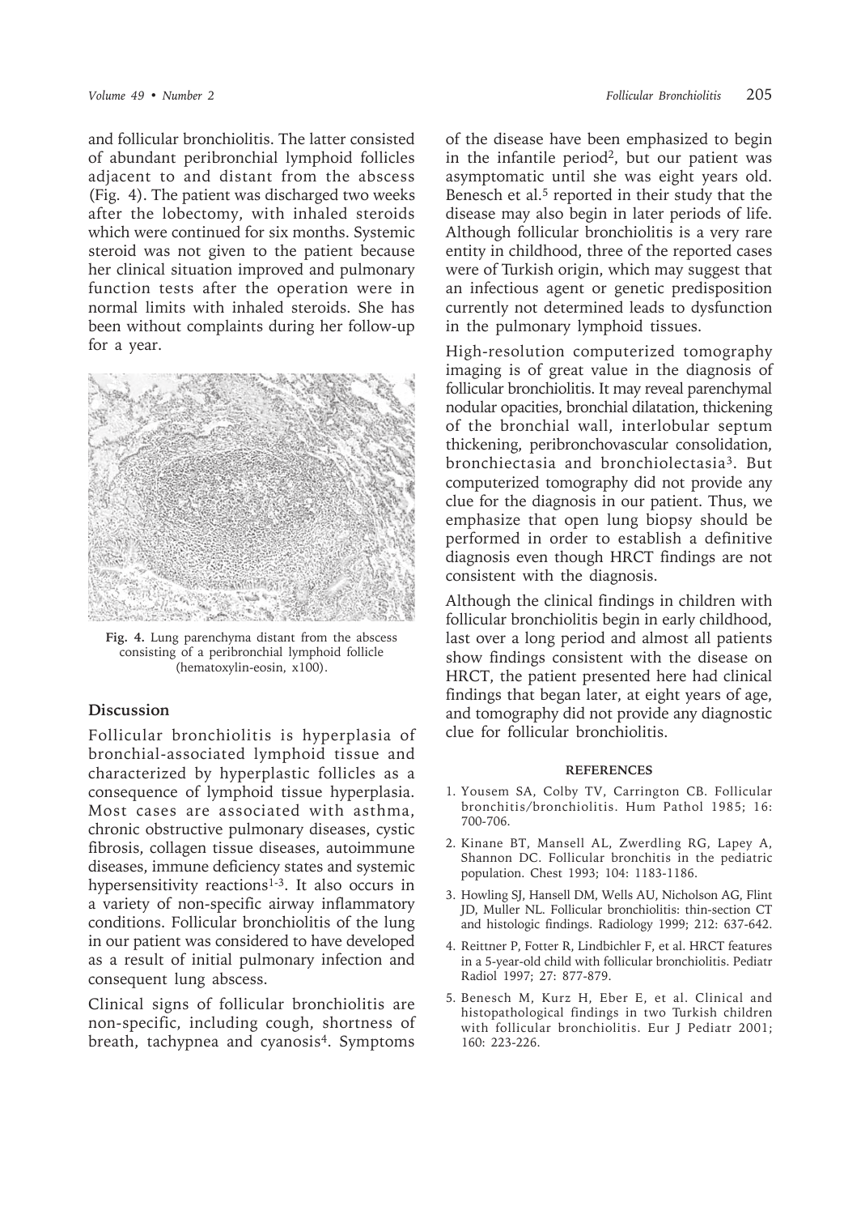and follicular bronchiolitis. The latter consisted of abundant peribronchial lymphoid follicles adjacent to and distant from the abscess (Fig. 4). The patient was discharged two weeks after the lobectomy, with inhaled steroids which were continued for six months. Systemic steroid was not given to the patient because her clinical situation improved and pulmonary function tests after the operation were in normal limits with inhaled steroids. She has been without complaints during her follow-up for a year.

**Fig. 4.** Lung parenchyma distant from the abscess consisting of a peribronchial lymphoid follicle (hematoxylin-eosin, x100).

## Discussion

Follicular bronchiolitis is hyperplasia of bronchial-associated lymphoid tissue and characterized by hyperplastic follicles as a consequence of lymphoid tissue hyperplasia. Most cases are associated with asthma, chronic obstructive pulmonary diseases, cystic fibrosis, collagen tissue diseases, autoimmune diseases, immune deficiency states and systemic hypersensitivity reactions[1-3]. It also occurs in a variety of non-specific airway inflammatory conditions. Follicular bronchiolitis of the lung in our patient was considered to have developed as a result of initial pulmonary infection and consequent lung abscess.

Clinical signs of follicular bronchiolitis are non-specific, including cough, shortness of breath, tachypnea and cyanosis[4]. Symptoms of the disease have been emphasized to begin in the infantile period[2], but our patient was asymptomatic until she was eight years old. Benesch et al.[5] reported in their study that the disease may also begin in later periods of life. Although follicular bronchiolitis is a very rare entity in childhood, three of the reported cases were of Turkish origin, which may suggest that an infectious agent or genetic predisposition currently not determined leads to dysfunction in the pulmonary lymphoid tissues.

High-resolution computerized tomography imaging is of great value in the diagnosis of follicular bronchiolitis. It may reveal parenchymal nodular opacities, bronchial dilatation, thickening of the bronchial wall, interlobular septum thickening, peribronchovascular consolidation, bronchiectasia and bronchiolectasia[3]. But computerized tomography did not provide any clue for the diagnosis in our patient. Thus, we emphasize that open lung biopsy should be performed in order to establish a definitive diagnosis even though HRCT findings are not consistent with the diagnosis.

Although the clinical findings in children with follicular bronchiolitis begin in early childhood, last over a long period and almost all patients show findings consistent with the disease on HRCT, the patient presented here had clinical findings that began later, at eight years of age, and tomography did not provide any diagnostic clue for follicular bronchiolitis.

### REFERENCES

1. Yousem SA, Colby TV, Carrington CB. Follicular bronchitis/bronchiolitis. Hum Pathol 1985; 16: 700-706.
2. Kinane BT, Mansell AL, Zwerdling RG, Lapey A, Shannon DC. Follicular bronchitis in the pediatric population. Chest 1993; 104: 1183-1186.
3. Howling SJ, Hansell DM, Wells AU, Nicholson AG, Flint JD, Muller NL. Follicular bronchiolitis: thin-section CT and histologic findings. Radiology 1999; 212: 637-642.
4. Reittner P, Fotter R, Lindbichler F, et al. HRCT features in a 5-year-old child with follicular bronchiolitis. Pediatr Radiol 1997; 27: 877-879.
5. Benesch M, Kurz H, Eber E, et al. Clinical and histopathological findings in two Turkish children with follicular bronchiolitis. Eur J Pediatr 2001; 160: 223-226.